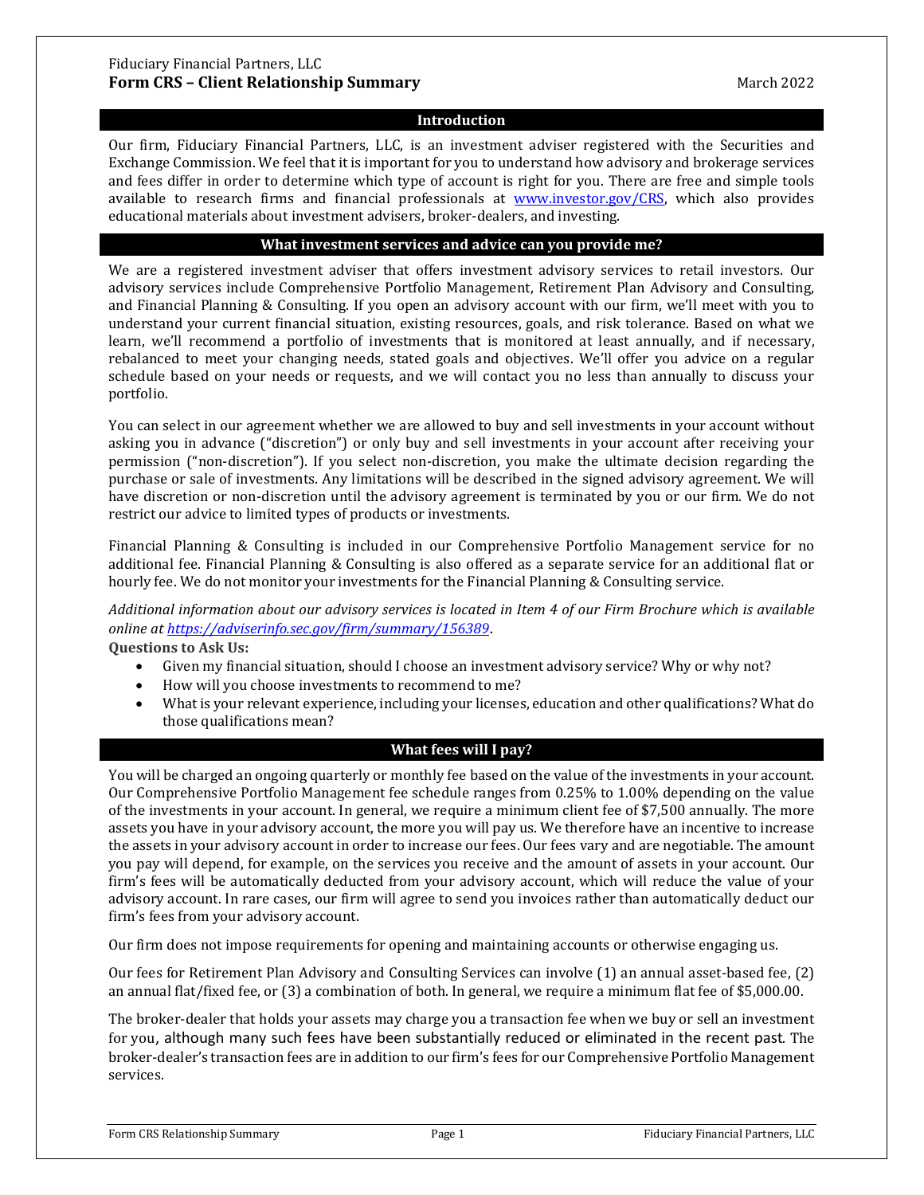Fiduciary Financial Partners, LLC

# Form CRS – Client Relationship Summary

March 2022

## Introduction

Our firm, Fiduciary Financial Partners, LLC, is an investment adviser registered with the Securities and Exchange Commission. We feel that it is important for you to understand how advisory and brokerage services and fees differ in order to determine which type of account is right for you. There are free and simple tools available to research firms and financial professionals at [www.investor.gov/CRS](http://www.investor.gov/CRS), which also provides educational materials about investment advisers, broker-dealers, and investing.

## What investment services and advice can you provide me?

We are a registered investment adviser that offers investment advisory services to retail investors. Our advisory services include Comprehensive Portfolio Management, Retirement Plan Advisory and Consulting, and Financial Planning & Consulting. If you open an advisory account with our firm, we'll meet with you to understand your current financial situation, existing resources, goals, and risk tolerance. Based on what we learn, we'll recommend a portfolio of investments that is monitored at least annually, and if necessary, rebalanced to meet your changing needs, stated goals and objectives. We'll offer you advice on a regular schedule based on your needs or requests, and we will contact you no less than annually to discuss your portfolio.

You can select in our agreement whether we are allowed to buy and sell investments in your account without asking you in advance ("discretion") or only buy and sell investments in your account after receiving your permission ("non-discretion"). If you select non-discretion, you make the ultimate decision regarding the purchase or sale of investments. Any limitations will be described in the signed advisory agreement. We will have discretion or non-discretion until the advisory agreement is terminated by you or our firm. We do not restrict our advice to limited types of products or investments.

Financial Planning & Consulting is included in our Comprehensive Portfolio Management service for no additional fee. Financial Planning & Consulting is also offered as a separate service for an additional flat or hourly fee. We do not monitor your investments for the Financial Planning & Consulting service.

*Additional information about our advisory services is located in Item 4 of our Firm Brochure which is available online at [https://adviserinfo.sec.gov/firm/summary/156389](https://adviserinfo.sec.gov/firm/summary/156389).*

**Questions to Ask Us:**

- Given my financial situation, should I choose an investment advisory service? Why or why not?
- How will you choose investments to recommend to me?
- What is your relevant experience, including your licenses, education and other qualifications? What do those qualifications mean?

## What fees will I pay?

You will be charged an ongoing quarterly or monthly fee based on the value of the investments in your account. Our Comprehensive Portfolio Management fee schedule ranges from 0.25% to 1.00% depending on the value of the investments in your account. In general, we require a minimum client fee of $7,500 annually. The more assets you have in your advisory account, the more you will pay us. We therefore have an incentive to increase the assets in your advisory account in order to increase our fees. Our fees vary and are negotiable. The amount you pay will depend, for example, on the services you receive and the amount of assets in your account. Our firm's fees will be automatically deducted from your advisory account, which will reduce the value of your advisory account. In rare cases, our firm will agree to send you invoices rather than automatically deduct our firm's fees from your advisory account.

Our firm does not impose requirements for opening and maintaining accounts or otherwise engaging us.

Our fees for Retirement Plan Advisory and Consulting Services can involve (1) an annual asset-based fee, (2) an annual flat/fixed fee, or (3) a combination of both. In general, we require a minimum flat fee of $5,000.00.

The broker-dealer that holds your assets may charge you a transaction fee when we buy or sell an investment for you, although many such fees have been substantially reduced or eliminated in the recent past. The broker-dealer's transaction fees are in addition to our firm's fees for our Comprehensive Portfolio Management services.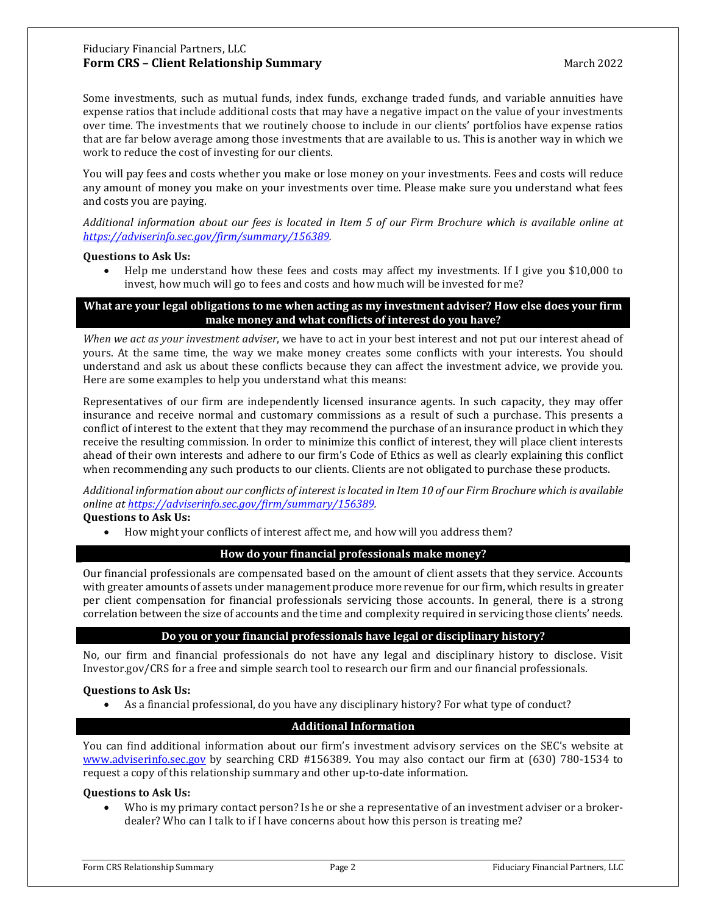Some investments, such as mutual funds, index funds, exchange traded funds, and variable annuities have expense ratios that include additional costs that may have a negative impact on the value of your investments over time. The investments that we routinely choose to include in our clients' portfolios have expense ratios that are far below average among those investments that are available to us. This is another way in which we work to reduce the cost of investing for our clients.

You will pay fees and costs whether you make or lose money on your investments. Fees and costs will reduce any amount of money you make on your investments over time. Please make sure you understand what fees and costs you are paying.

*Additional information about our fees is located in Item 5 of our Firm Brochure which is available online at [https://adviserinfo.sec.gov/firm/summary/156389](https://adviserinfo.sec.gov/firm/summary/156389).*

**Questions to Ask Us:**

- Help me understand how these fees and costs may affect my investments. If I give you $10,000 to invest, how much will go to fees and costs and how much will be invested for me?

## What are your legal obligations to me when acting as my investment adviser? How else does your firm make money and what conflicts of interest do you have?

*When we act as your investment adviser*, we have to act in your best interest and not put our interest ahead of yours. At the same time, the way we make money creates some conflicts with your interests. You should understand and ask us about these conflicts because they can affect the investment advice, we provide you. Here are some examples to help you understand what this means:

Representatives of our firm are independently licensed insurance agents. In such capacity, they may offer insurance and receive normal and customary commissions as a result of such a purchase. This presents a conflict of interest to the extent that they may recommend the purchase of an insurance product in which they receive the resulting commission. In order to minimize this conflict of interest, they will place client interests ahead of their own interests and adhere to our firm's Code of Ethics as well as clearly explaining this conflict when recommending any such products to our clients. Clients are not obligated to purchase these products.

*Additional information about our conflicts of interest is located in Item 10 of our Firm Brochure which is available online at [https://adviserinfo.sec.gov/firm/summary/156389](https://adviserinfo.sec.gov/firm/summary/156389).*

**Questions to Ask Us:**

- How might your conflicts of interest affect me, and how will you address them?

## How do your financial professionals make money?

Our financial professionals are compensated based on the amount of client assets that they service. Accounts with greater amounts of assets under management produce more revenue for our firm, which results in greater per client compensation for financial professionals servicing those accounts. In general, there is a strong correlation between the size of accounts and the time and complexity required in servicing those clients' needs.

## Do you or your financial professionals have legal or disciplinary history?

No, our firm and financial professionals do not have any legal and disciplinary history to disclose. Visit Investor.gov/CRS for a free and simple search tool to research our firm and our financial professionals.

**Questions to Ask Us:**

- As a financial professional, do you have any disciplinary history? For what type of conduct?

## Additional Information

You can find additional information about our firm's investment advisory services on the SEC's website at [www.adviserinfo.sec.gov](www.adviserinfo.sec.gov) by searching CRD #156389. You may also contact our firm at (630) 780-1534 to request a copy of this relationship summary and other up-to-date information.

**Questions to Ask Us:**

- Who is my primary contact person? Is he or she a representative of an investment adviser or a broker-dealer? Who can I talk to if I have concerns about how this person is treating me?